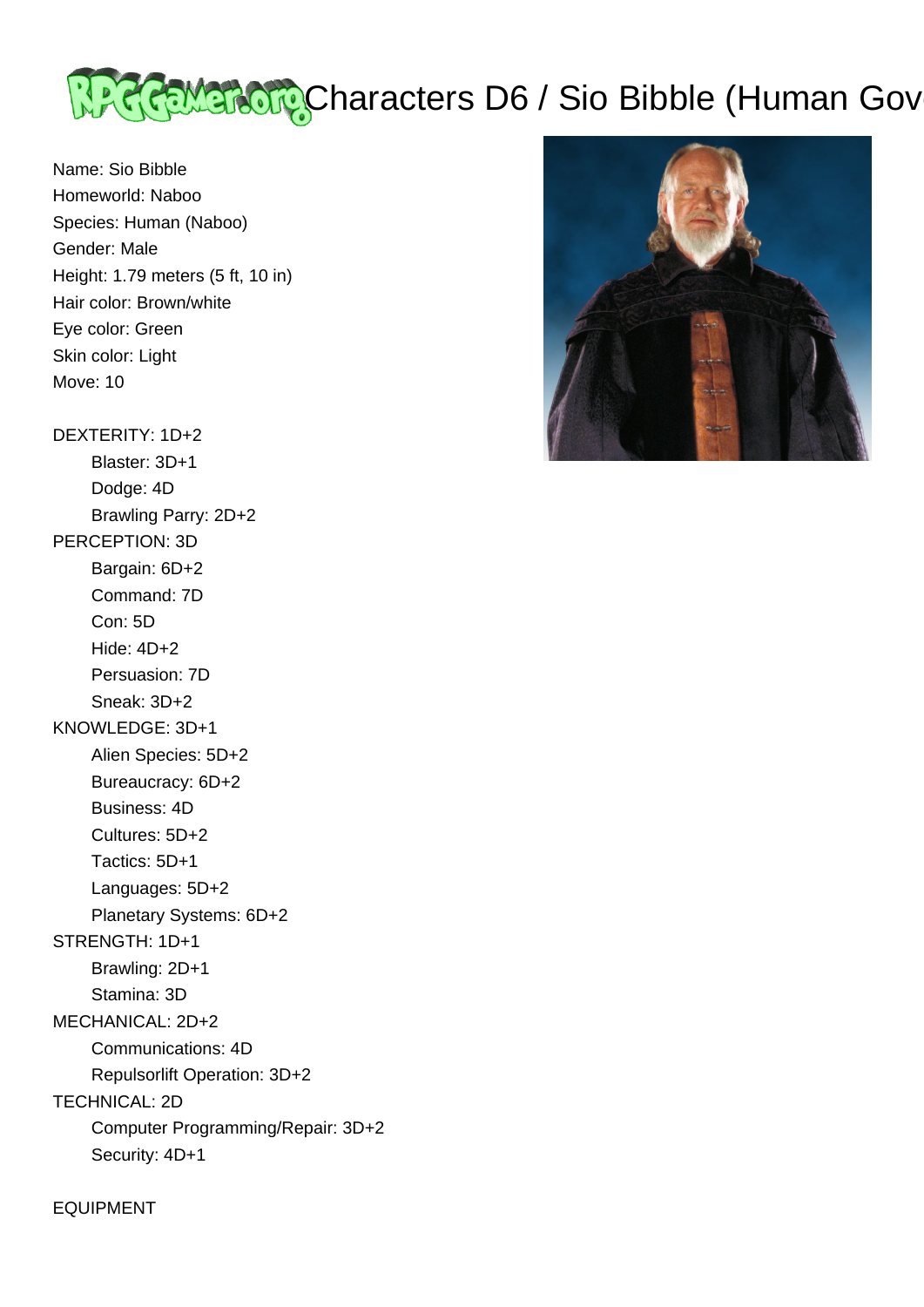# Characters D6 / Sio Bibble (Human Gov

Name: Sio Bibble
Homeworld: Naboo
Species: Human (Naboo)
Gender: Male
Height: 1.79 meters (5 ft, 10 in)
Hair color: Brown/white
Eye color: Green
Skin color: Light
Move: 10

DEXTERITY: 1D+2
- Blaster: 3D+1
- Dodge: 4D
- Brawling Parry: 2D+2

PERCEPTION: 3D
- Bargain: 6D+2
- Command: 7D
- Con: 5D
- Hide: 4D+2
- Persuasion: 7D
- Sneak: 3D+2

KNOWLEDGE: 3D+1
- Alien Species: 5D+2
- Bureaucracy: 6D+2
- Business: 4D
- Cultures: 5D+2
- Tactics: 5D+1
- Languages: 5D+2
- Planetary Systems: 6D+2

STRENGTH: 1D+1
- Brawling: 2D+1
- Stamina: 3D

MECHANICAL: 2D+2
- Communications: 4D
- Repulsorlift Operation: 3D+2

TECHNICAL: 2D
- Computer Programming/Repair: 3D+2
- Security: 4D+1

EQUIPMENT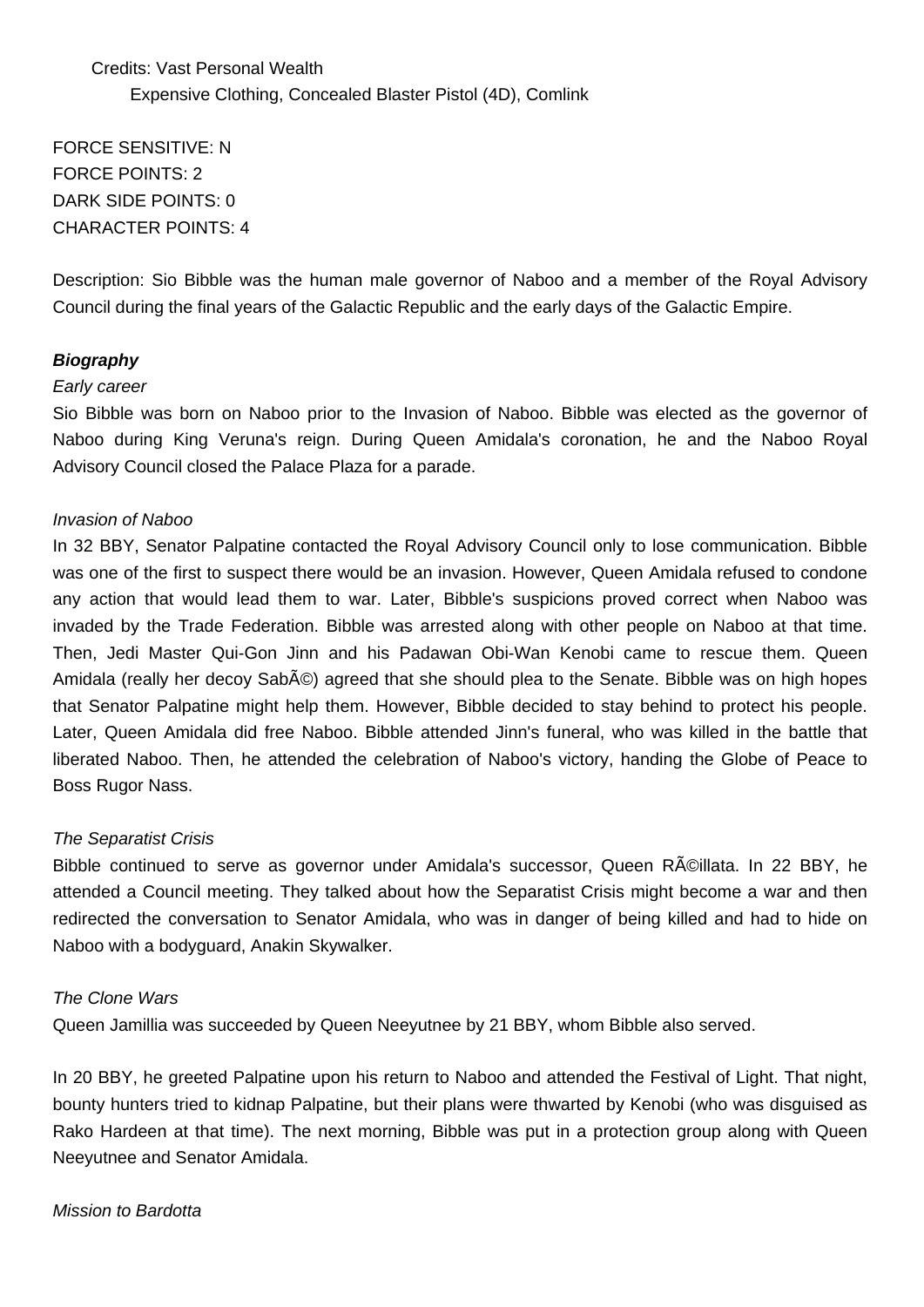Credits: Vast Personal Wealth
Expensive Clothing, Concealed Blaster Pistol (4D), Comlink

FORCE SENSITIVE: N
FORCE POINTS: 2
DARK SIDE POINTS: 0
CHARACTER POINTS: 4

Description: Sio Bibble was the human male governor of Naboo and a member of the Royal Advisory Council during the final years of the Galactic Republic and the early days of the Galactic Empire.

**_Biography_**

*Early career*

Sio Bibble was born on Naboo prior to the Invasion of Naboo. Bibble was elected as the governor of Naboo during King Veruna's reign. During Queen Amidala's coronation, he and the Naboo Royal Advisory Council closed the Palace Plaza for a parade.

*Invasion of Naboo*

In 32 BBY, Senator Palpatine contacted the Royal Advisory Council only to lose communication. Bibble was one of the first to suspect there would be an invasion. However, Queen Amidala refused to condone any action that would lead them to war. Later, Bibble's suspicions proved correct when Naboo was invaded by the Trade Federation. Bibble was arrested along with other people on Naboo at that time. Then, Jedi Master Qui-Gon Jinn and his Padawan Obi-Wan Kenobi came to rescue them. Queen Amidala (really her decoy SabÃ©) agreed that she should plea to the Senate. Bibble was on high hopes that Senator Palpatine might help them. However, Bibble decided to stay behind to protect his people. Later, Queen Amidala did free Naboo. Bibble attended Jinn's funeral, who was killed in the battle that liberated Naboo. Then, he attended the celebration of Naboo's victory, handing the Globe of Peace to Boss Rugor Nass.

*The Separatist Crisis*

Bibble continued to serve as governor under Amidala's successor, Queen RÃ©illata. In 22 BBY, he attended a Council meeting. They talked about how the Separatist Crisis might become a war and then redirected the conversation to Senator Amidala, who was in danger of being killed and had to hide on Naboo with a bodyguard, Anakin Skywalker.

*The Clone Wars*

Queen Jamillia was succeeded by Queen Neeyutnee by 21 BBY, whom Bibble also served.

In 20 BBY, he greeted Palpatine upon his return to Naboo and attended the Festival of Light. That night, bounty hunters tried to kidnap Palpatine, but their plans were thwarted by Kenobi (who was disguised as Rako Hardeen at that time). The next morning, Bibble was put in a protection group along with Queen Neeyutnee and Senator Amidala.

*Mission to Bardotta*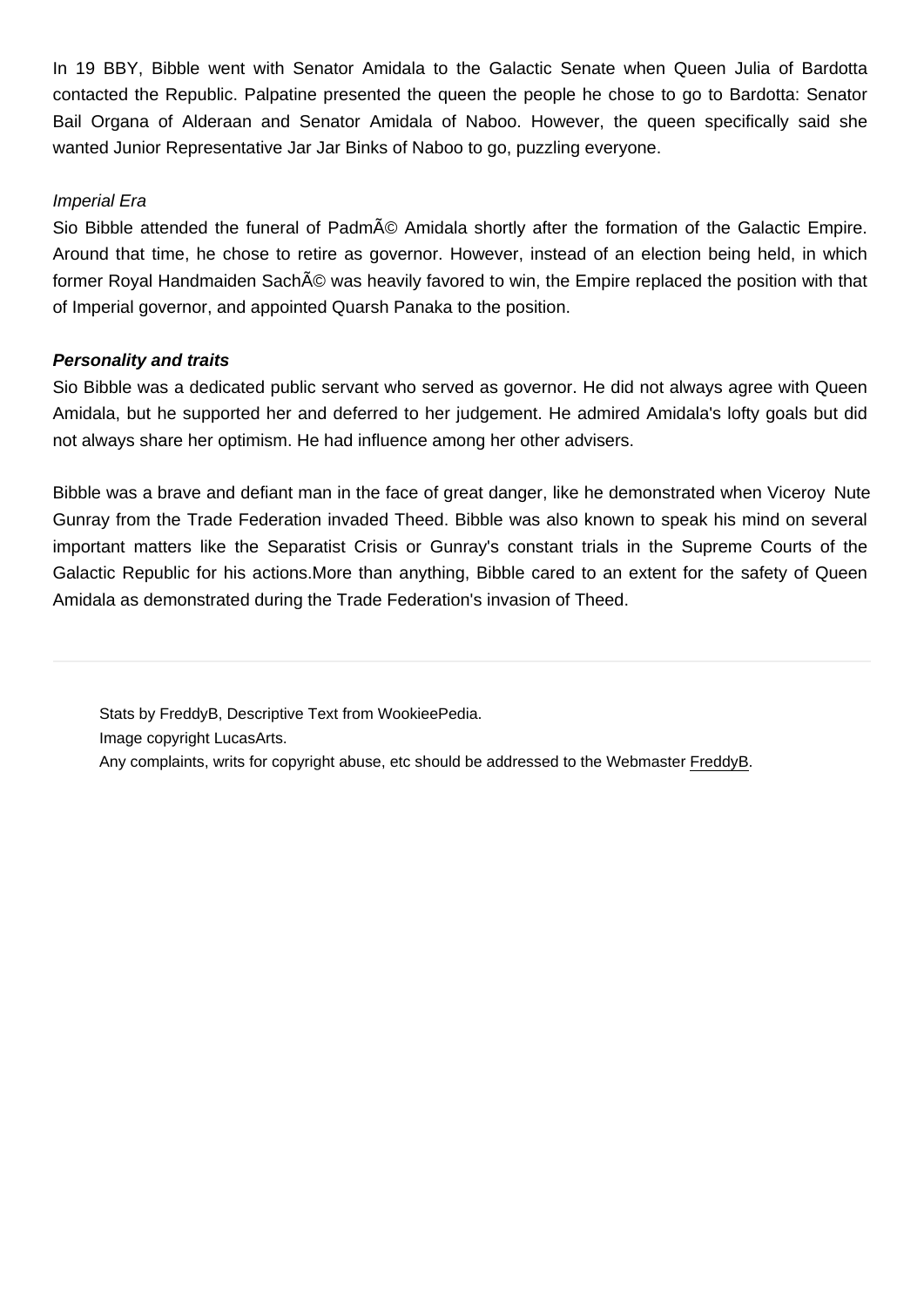In 19 BBY, Bibble went with Senator Amidala to the Galactic Senate when Queen Julia of Bardotta contacted the Republic. Palpatine presented the queen the people he chose to go to Bardotta: Senator Bail Organa of Alderaan and Senator Amidala of Naboo. However, the queen specifically said she wanted Junior Representative Jar Jar Binks of Naboo to go, puzzling everyone.

*Imperial Era*

Sio Bibble attended the funeral of PadmÃ© Amidala shortly after the formation of the Galactic Empire. Around that time, he chose to retire as governor. However, instead of an election being held, in which former Royal Handmaiden SachÃ© was heavily favored to win, the Empire replaced the position with that of Imperial governor, and appointed Quarsh Panaka to the position.

***Personality and traits***

Sio Bibble was a dedicated public servant who served as governor. He did not always agree with Queen Amidala, but he supported her and deferred to her judgement. He admired Amidala's lofty goals but did not always share her optimism. He had influence among her other advisers.

Bibble was a brave and defiant man in the face of great danger, like he demonstrated when Viceroy Nute Gunray from the Trade Federation invaded Theed. Bibble was also known to speak his mind on several important matters like the Separatist Crisis or Gunray's constant trials in the Supreme Courts of the Galactic Republic for his actions.More than anything, Bibble cared to an extent for the safety of Queen Amidala as demonstrated during the Trade Federation's invasion of Theed.

---

Stats by FreddyB, Descriptive Text from WookieePedia.
Image copyright LucasArts.
Any complaints, writs for copyright abuse, etc should be addressed to the Webmaster FreddyB.